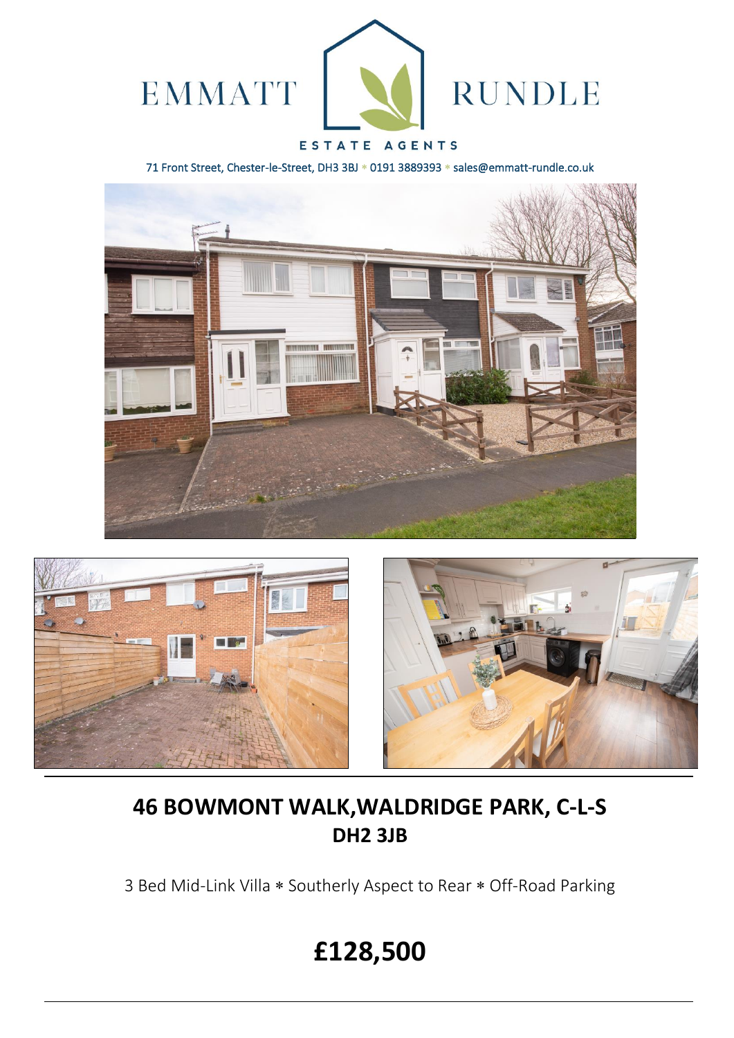EMMATT RUNDLE

ESTATE AGENTS

71 Front Street, Chester-le-Street, DH3 3BJ * 0191 3889393 * sales@emmatt-rundle.co.uk

## 46 BOWMONT WALK,WALDRIDGE PARK, C-L-S
## DH2 3JB

3 Bed Mid-Link Villa * Southerly Aspect to Rear * Off-Road Parking

# £128,500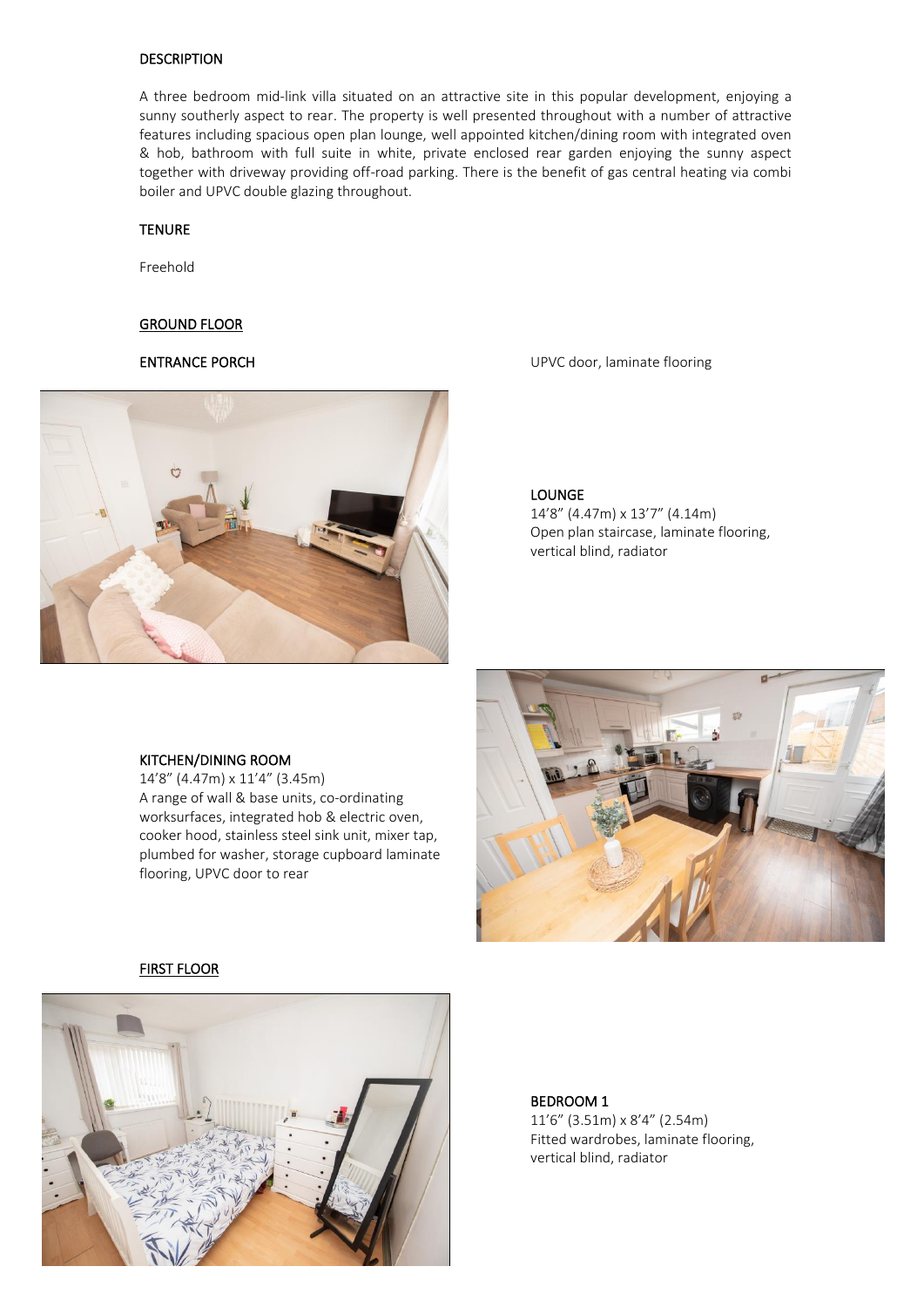## DESCRIPTION

A three bedroom mid-link villa situated on an attractive site in this popular development, enjoying a sunny southerly aspect to rear. The property is well presented throughout with a number of attractive features including spacious open plan lounge, well appointed kitchen/dining room with integrated oven & hob, bathroom with full suite in white, private enclosed rear garden enjoying the sunny aspect together with driveway providing off-road parking. There is the benefit of gas central heating via combi boiler and UPVC double glazing throughout.

## TENURE

Freehold

## GROUND FLOOR

### ENTRANCE PORCH

UPVC door, laminate flooring

### LOUNGE

14'8" (4.47m) x 13'7" (4.14m)
Open plan staircase, laminate flooring, vertical blind, radiator

### KITCHEN/DINING ROOM

14'8" (4.47m) x 11'4" (3.45m)
A range of wall & base units, co-ordinating worksurfaces, integrated hob & electric oven, cooker hood, stainless steel sink unit, mixer tap, plumbed for washer, storage cupboard laminate flooring, UPVC door to rear

## FIRST FLOOR

### BEDROOM 1

11'6" (3.51m) x 8'4" (2.54m)
Fitted wardrobes, laminate flooring, vertical blind, radiator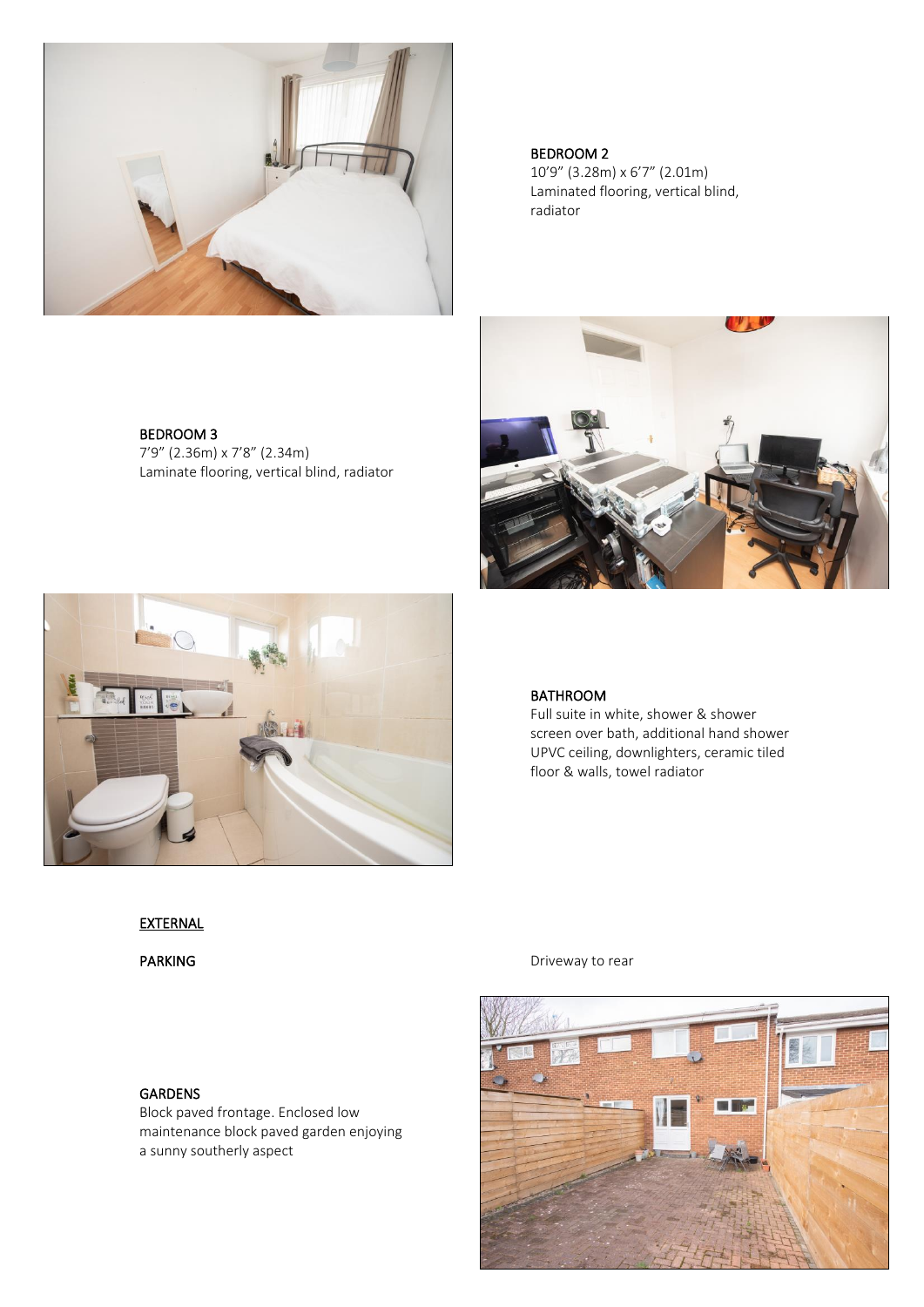BEDROOM 2

10'9" (3.28m) x 6'7" (2.01m)
Laminated flooring, vertical blind, radiator

BEDROOM 3

7'9" (2.36m) x 7'8" (2.34m)
Laminate flooring, vertical blind, radiator

BATHROOM

Full suite in white, shower & shower screen over bath, additional hand shower UPVC ceiling, downlighters, ceramic tiled floor & walls, towel radiator

## EXTERNAL

PARKING

Driveway to rear

GARDENS

Block paved frontage. Enclosed low maintenance block paved garden enjoying a sunny southerly aspect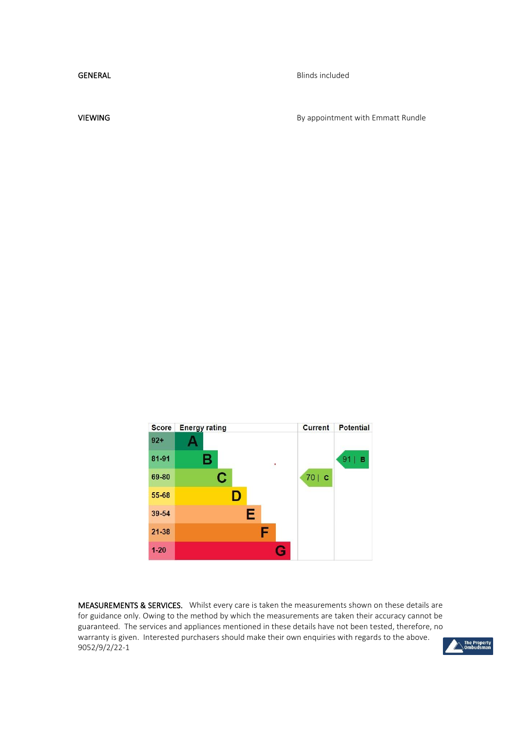GENERAL — Blinds included

VIEWING — By appointment with Emmatt Rundle

Score
Energy rating
Current
Potential

92+ A
81-91 B
69-80 C
55-68 D
39-54 E
21-38 F
1-20 G

70 | C
91 | B

**MEASUREMENTS & SERVICES.** Whilst every care is taken the measurements shown on these details are for guidance only. Owing to the method by which the measurements are taken their accuracy cannot be guaranteed. The services and appliances mentioned in these details have not been tested, therefore, no warranty is given. Interested purchasers should make their own enquiries with regards to the above.
9052/9/2/22-1

The Property Ombudsman